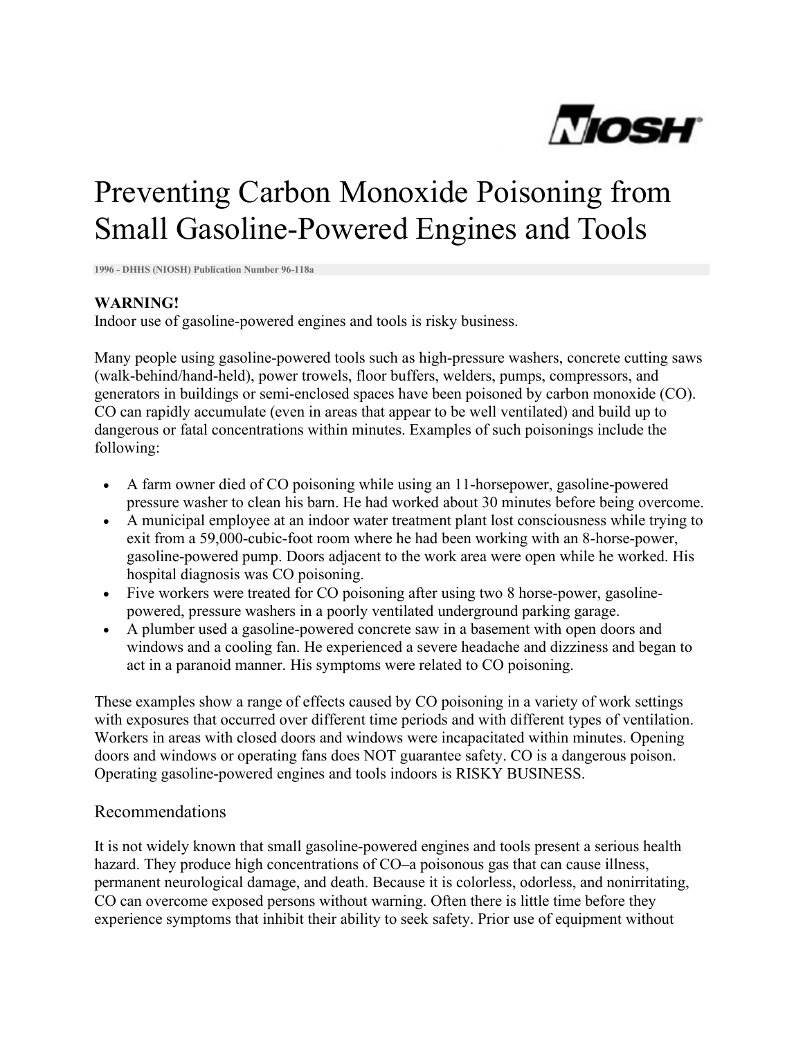# Preventing Carbon Monoxide Poisoning from Small Gasoline-Powered Engines and Tools

**1996 - DHHS (NIOSH) Publication Number 96-118a**

**WARNING!**
Indoor use of gasoline-powered engines and tools is risky business.

Many people using gasoline-powered tools such as high-pressure washers, concrete cutting saws (walk-behind/hand-held), power trowels, floor buffers, welders, pumps, compressors, and generators in buildings or semi-enclosed spaces have been poisoned by carbon monoxide (CO). CO can rapidly accumulate (even in areas that appear to be well ventilated) and build up to dangerous or fatal concentrations within minutes. Examples of such poisonings include the following:

- A farm owner died of CO poisoning while using an 11-horsepower, gasoline-powered pressure washer to clean his barn. He had worked about 30 minutes before being overcome.
- A municipal employee at an indoor water treatment plant lost consciousness while trying to exit from a 59,000-cubic-foot room where he had been working with an 8-horse-power, gasoline-powered pump. Doors adjacent to the work area were open while he worked. His hospital diagnosis was CO poisoning.
- Five workers were treated for CO poisoning after using two 8 horse-power, gasoline-powered, pressure washers in a poorly ventilated underground parking garage.
- A plumber used a gasoline-powered concrete saw in a basement with open doors and windows and a cooling fan. He experienced a severe headache and dizziness and began to act in a paranoid manner. His symptoms were related to CO poisoning.

These examples show a range of effects caused by CO poisoning in a variety of work settings with exposures that occurred over different time periods and with different types of ventilation. Workers in areas with closed doors and windows were incapacitated within minutes. Opening doors and windows or operating fans does NOT guarantee safety. CO is a dangerous poison. Operating gasoline-powered engines and tools indoors is RISKY BUSINESS.

## Recommendations

It is not widely known that small gasoline-powered engines and tools present a serious health hazard. They produce high concentrations of CO–a poisonous gas that can cause illness, permanent neurological damage, and death. Because it is colorless, odorless, and nonirritating, CO can overcome exposed persons without warning. Often there is little time before they experience symptoms that inhibit their ability to seek safety. Prior use of equipment without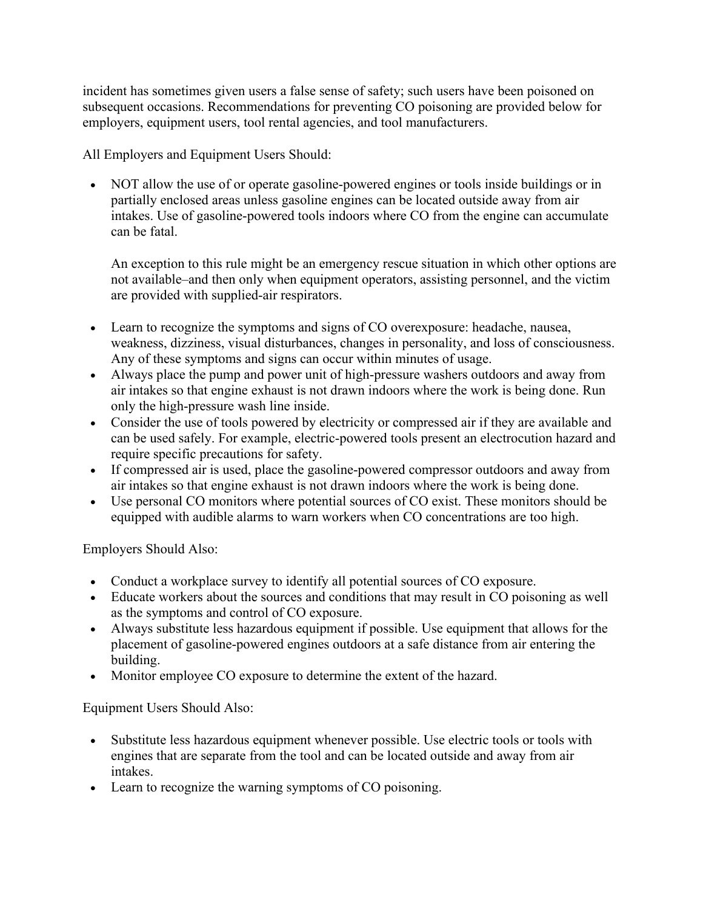incident has sometimes given users a false sense of safety; such users have been poisoned on subsequent occasions. Recommendations for preventing CO poisoning are provided below for employers, equipment users, tool rental agencies, and tool manufacturers.

All Employers and Equipment Users Should:

- NOT allow the use of or operate gasoline-powered engines or tools inside buildings or in partially enclosed areas unless gasoline engines can be located outside away from air intakes. Use of gasoline-powered tools indoors where CO from the engine can accumulate can be fatal.

  An exception to this rule might be an emergency rescue situation in which other options are not available–and then only when equipment operators, assisting personnel, and the victim are provided with supplied-air respirators.

- Learn to recognize the symptoms and signs of CO overexposure: headache, nausea, weakness, dizziness, visual disturbances, changes in personality, and loss of consciousness. Any of these symptoms and signs can occur within minutes of usage.
- Always place the pump and power unit of high-pressure washers outdoors and away from air intakes so that engine exhaust is not drawn indoors where the work is being done. Run only the high-pressure wash line inside.
- Consider the use of tools powered by electricity or compressed air if they are available and can be used safely. For example, electric-powered tools present an electrocution hazard and require specific precautions for safety.
- If compressed air is used, place the gasoline-powered compressor outdoors and away from air intakes so that engine exhaust is not drawn indoors where the work is being done.
- Use personal CO monitors where potential sources of CO exist. These monitors should be equipped with audible alarms to warn workers when CO concentrations are too high.

Employers Should Also:

- Conduct a workplace survey to identify all potential sources of CO exposure.
- Educate workers about the sources and conditions that may result in CO poisoning as well as the symptoms and control of CO exposure.
- Always substitute less hazardous equipment if possible. Use equipment that allows for the placement of gasoline-powered engines outdoors at a safe distance from air entering the building.
- Monitor employee CO exposure to determine the extent of the hazard.

Equipment Users Should Also:

- Substitute less hazardous equipment whenever possible. Use electric tools or tools with engines that are separate from the tool and can be located outside and away from air intakes.
- Learn to recognize the warning symptoms of CO poisoning.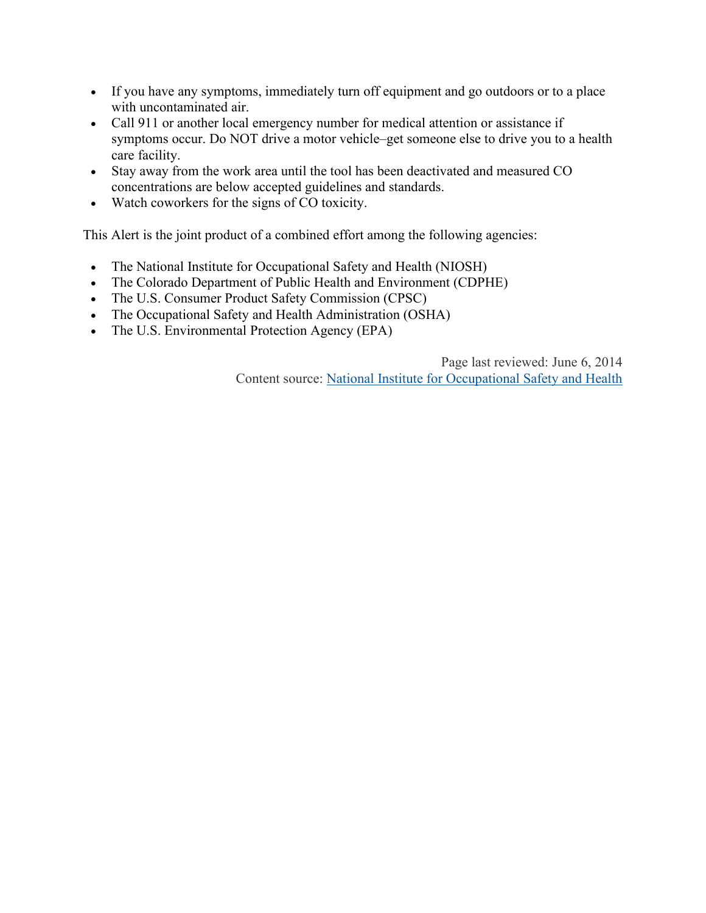- If you have any symptoms, immediately turn off equipment and go outdoors or to a place with uncontaminated air.
- Call 911 or another local emergency number for medical attention or assistance if symptoms occur. Do NOT drive a motor vehicle–get someone else to drive you to a health care facility.
- Stay away from the work area until the tool has been deactivated and measured CO concentrations are below accepted guidelines and standards.
- Watch coworkers for the signs of CO toxicity.

This Alert is the joint product of a combined effort among the following agencies:

- The National Institute for Occupational Safety and Health (NIOSH)
- The Colorado Department of Public Health and Environment (CDPHE)
- The U.S. Consumer Product Safety Commission (CPSC)
- The Occupational Safety and Health Administration (OSHA)
- The U.S. Environmental Protection Agency (EPA)

Page last reviewed: June 6, 2014
Content source: [National Institute for Occupational Safety and Health]